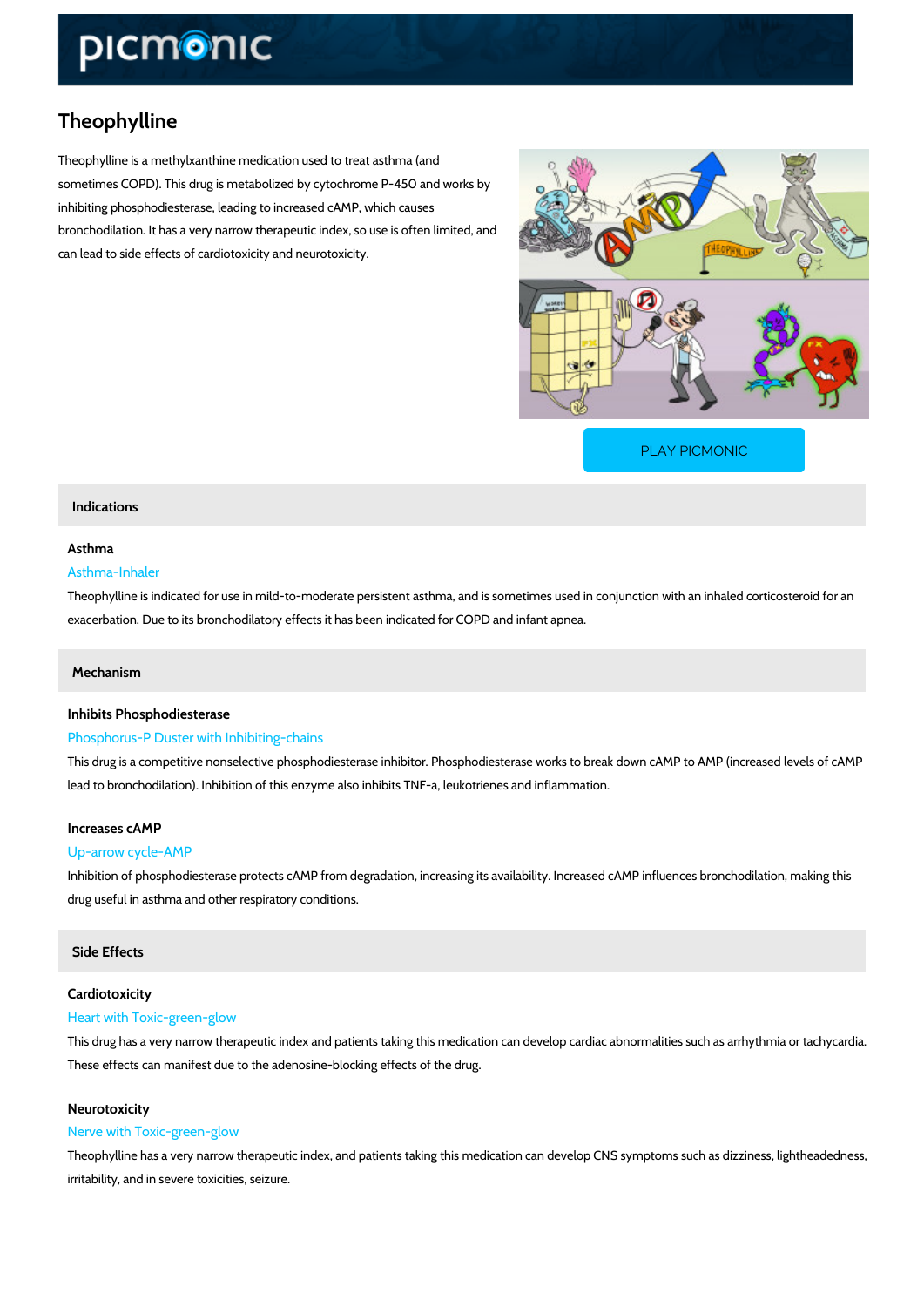# Theophylline

Theophylline is a methylxanthine medication used to treat asthma (and sometimes COPD). This drug is metabolized by cytochrome P-450 and works by inhibiting phosphodiesterase, leading to increased cAMP, which causes bronchodilation. It has a very narrow therapeutic index, so use is often limited, and can lead to side effects of cardiotoxicity and neurotoxicity.

PLAY PICMONIC

## Indications

### Asthma

Asthma-Inhaler

Theophylline is indicated for use in mild-to-moderate persistent asthma, and is sometimes used in conjunction with an inhaled corticosteroid for an exacerbation. Due to its bronchodilatory effects it has been indicated for COPD and infant apnea.

## Mechanism

### Inhibits Phosphodiesterase

Phosphorus-P Duster with Inhibiting-chains

This drug is a competitive nonselective phosphodiesterase inhibitor. Phosphodiesterase works to break down cAMP to AMP (increased levels of cAMP lead to bronchodilation). Inhibition of this enzyme also inhibits TNF-a, leukotrienes and inflammation.

### Increases cAMP

Up-arrow cycle-AMP

Inhibition of phosphodiesterase protects cAMP from degradation, increasing its availability. Increased cAMP influences bronchodilation, making this drug useful in asthma and other respiratory conditions.

## Side Effects

### Cardiotoxicity

Heart with Toxic-green-glow

This drug has a very narrow therapeutic index and patients taking this medication can develop cardiac abnormalities such as arrhythmia or tachycardia. These effects can manifest due to the adenosine-blocking effects of the drug.

### Neurotoxicity

Nerve with Toxic-green-glow

Theophylline has a very narrow therapeutic index, and patients taking this medication can develop CNS symptoms such as dizziness, lightheadedness, irritability, and in severe toxicities, seizure.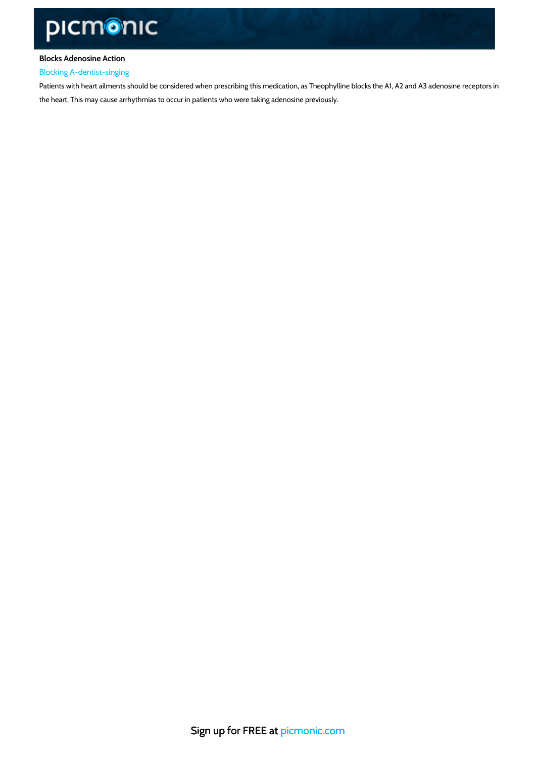**Blocks Adenosine Action**

Blocking A-dentist-singing

Patients with heart ailments should be considered when prescribing this medication, as Theophylline blocks the A1, A2 and A3 adenosine receptors in the heart. This may cause arrhythmias to occur in patients who were taking adenosine previously.